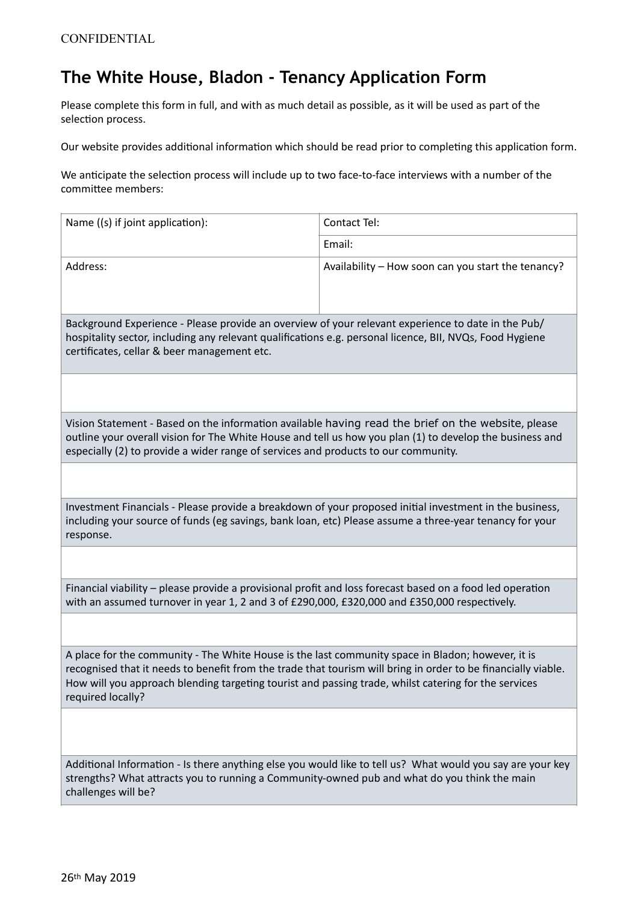CONFIDENTIAL

# The White House, Bladon - Tenancy Application Form

Please complete this form in full, and with as much detail as possible, as it will be used as part of the selection process.

Our website provides additional information which should be read prior to completing this application form.

We anticipate the selection process will include up to two face-to-face interviews with a number of the committee members:

| Name ((s) if joint application): | Contact Tel: |
|---|---|
| | Email: |
| Address: | Availability – How soon can you start the tenancy? |

| |
|---|
| Background Experience - Please provide an overview of your relevant experience to date in the Pub/ hospitality sector, including any relevant qualifications e.g. personal licence, BII, NVQs, Food Hygiene certificates, cellar & beer management etc. |
| |
| Vision Statement - Based on the information available having read the brief on the website, please outline your overall vision for The White House and tell us how you plan (1) to develop the business and especially (2) to provide a wider range of services and products to our community. |
| |
| Investment Financials - Please provide a breakdown of your proposed initial investment in the business, including your source of funds (eg savings, bank loan, etc) Please assume a three-year tenancy for your response. |
| |
| Financial viability – please provide a provisional profit and loss forecast based on a food led operation with an assumed turnover in year 1, 2 and 3 of £290,000, £320,000 and £350,000 respectively. |
| |
| A place for the community - The White House is the last community space in Bladon; however, it is recognised that it needs to benefit from the trade that tourism will bring in order to be financially viable. How will you approach blending targeting tourist and passing trade, whilst catering for the services required locally? |
| |
| Additional Information - Is there anything else you would like to tell us? What would you say are your key strengths? What attracts you to running a Community-owned pub and what do you think the main challenges will be? |

26th May 2019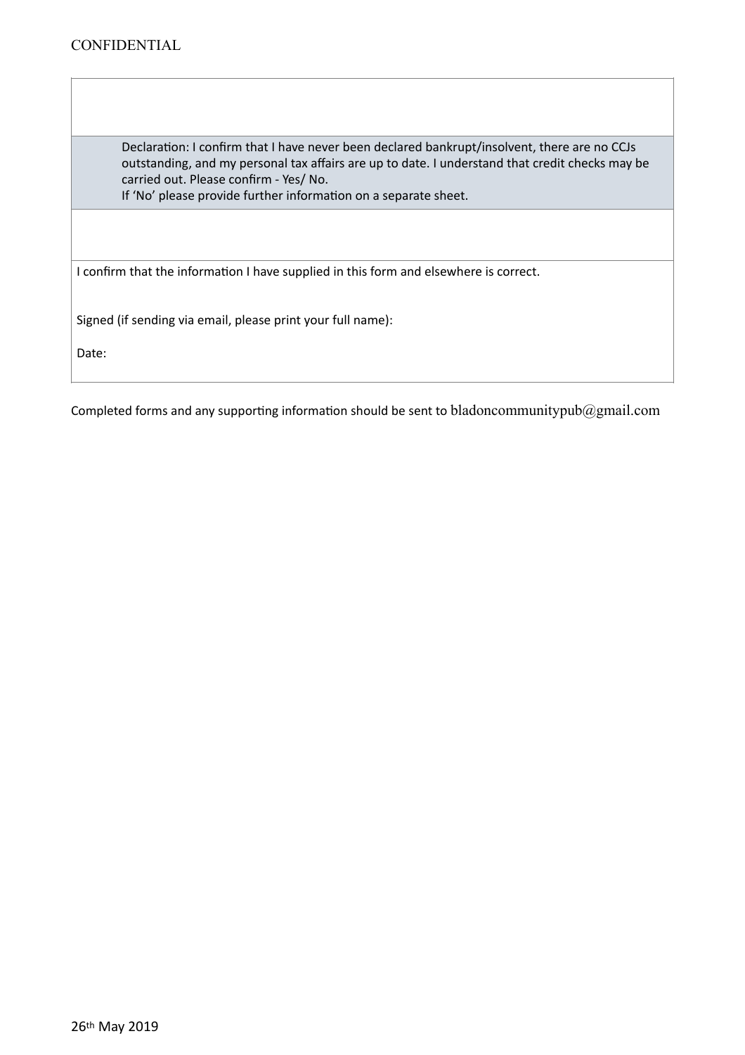CONFIDENTIAL

Declaration: I confirm that I have never been declared bankrupt/insolvent, there are no CCJs outstanding, and my personal tax affairs are up to date. I understand that credit checks may be carried out. Please confirm - Yes/ No.
If 'No' please provide further information on a separate sheet.

I confirm that the information I have supplied in this form and elsewhere is correct.

Signed (if sending via email, please print your full name):

Date:

Completed forms and any supporting information should be sent to bladoncommunitypub@gmail.com

26th May 2019